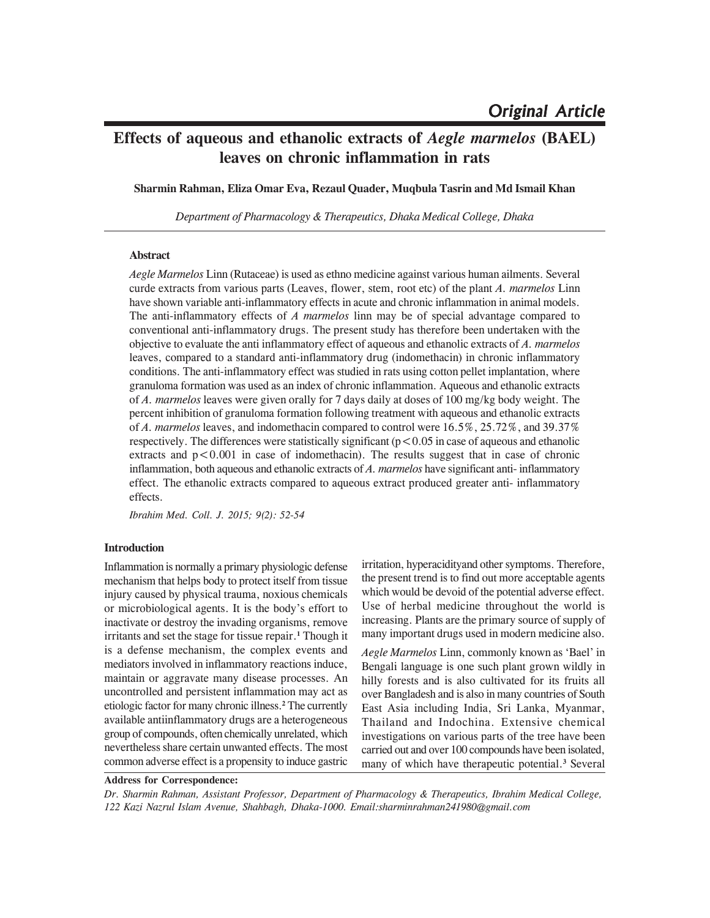*Original Article*

# Effects of aqueous and ethanolic extracts of *Aegle marmelos* (BAEL) leaves on chronic inflammation in rats

**Sharmin Rahman, Eliza Omar Eva, Rezaul Quader, Muqbula Tasrin and Md Ismail Khan**

*Department of Pharmacology & Therapeutics, Dhaka Medical College, Dhaka*

## Abstract

*Aegle Marmelos* Linn (Rutaceae) is used as ethno medicine against various human ailments. Several curde extracts from various parts (Leaves, flower, stem, root etc) of the plant *A. marmelos* Linn have shown variable anti-inflammatory effects in acute and chronic inflammation in animal models. The anti-inflammatory effects of *A marmelos* linn may be of special advantage compared to conventional anti-inflammatory drugs. The present study has therefore been undertaken with the objective to evaluate the anti inflammatory effect of aqueous and ethanolic extracts of *A. marmelos* leaves, compared to a standard anti-inflammatory drug (indomethacin) in chronic inflammatory conditions. The anti-inflammatory effect was studied in rats using cotton pellet implantation, where granuloma formation was used as an index of chronic inflammation. Aqueous and ethanolic extracts of *A. marmelos* leaves were given orally for 7 days daily at doses of 100 mg/kg body weight. The percent inhibition of granuloma formation following treatment with aqueous and ethanolic extracts of *A. marmelos* leaves, and indomethacin compared to control were 16.5%, 25.72%, and 39.37% respectively. The differences were statistically significant ($p<0.05$ in case of aqueous and ethanolic extracts and $p<0.001$ in case of indomethacin). The results suggest that in case of chronic inflammation, both aqueous and ethanolic extracts of *A. marmelos* have significant anti- inflammatory effect. The ethanolic extracts compared to aqueous extract produced greater anti- inflammatory effects.

*Ibrahim Med. Coll. J. 2015; 9(2): 52-54*

## Introduction

Inflammation is normally a primary physiologic defense mechanism that helps body to protect itself from tissue injury caused by physical trauma, noxious chemicals or microbiological agents. It is the body's effort to inactivate or destroy the invading organisms, remove irritants and set the stage for tissue repair.[1] Though it is a defense mechanism, the complex events and mediators involved in inflammatory reactions induce, maintain or aggravate many disease processes. An uncontrolled and persistent inflammation may act as etiologic factor for many chronic illness.[2] The currently available antiinflammatory drugs are a heterogeneous group of compounds, often chemically unrelated, which nevertheless share certain unwanted effects. The most common adverse effect is a propensity to induce gastric irritation, hyperacidityand other symptoms. Therefore, the present trend is to find out more acceptable agents which would be devoid of the potential adverse effect. Use of herbal medicine throughout the world is increasing. Plants are the primary source of supply of many important drugs used in modern medicine also.

*Aegle Marmelos* Linn, commonly known as 'Bael' in Bengali language is one such plant grown wildly in hilly forests and is also cultivated for its fruits all over Bangladesh and is also in many countries of South East Asia including India, Sri Lanka, Myanmar, Thailand and Indochina. Extensive chemical investigations on various parts of the tree have been carried out and over 100 compounds have been isolated, many of which have therapeutic potential.[3] Several

**Address for Correspondence:**

*Dr. Sharmin Rahman, Assistant Professor, Department of Pharmacology & Therapeutics, Ibrahim Medical College, 122 Kazi Nazrul Islam Avenue, Shahbagh, Dhaka-1000. Email:sharminrahman241980@gmail.com*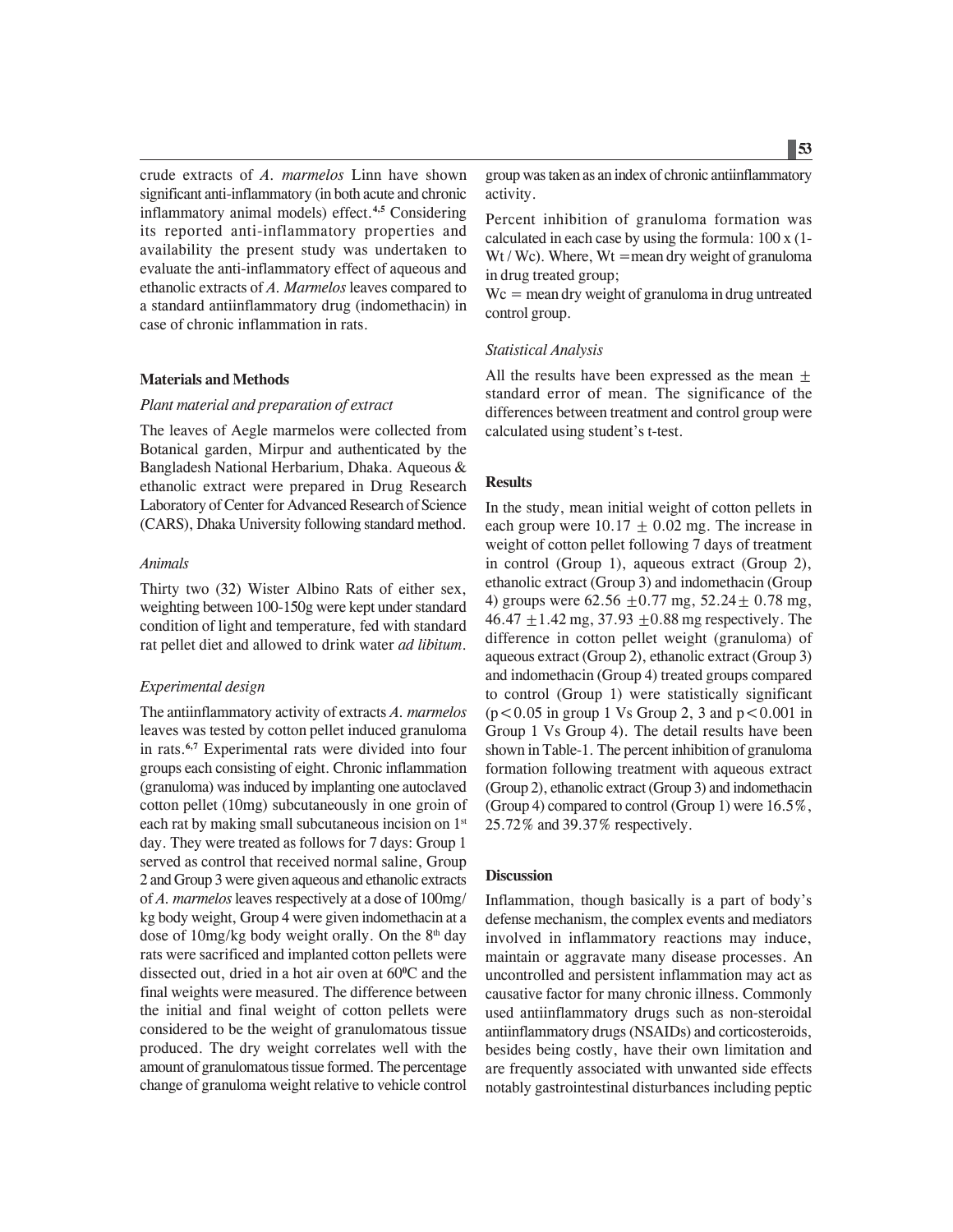crude extracts of *A. marmelos* Linn have shown significant anti-inflammatory (in both acute and chronic inflammatory animal models) effect.[4,5] Considering its reported anti-inflammatory properties and availability the present study was undertaken to evaluate the anti-inflammatory effect of aqueous and ethanolic extracts of *A. Marmelos* leaves compared to a standard antiinflammatory drug (indomethacin) in case of chronic inflammation in rats.

## Materials and Methods

*Plant material and preparation of extract*

The leaves of Aegle marmelos were collected from Botanical garden, Mirpur and authenticated by the Bangladesh National Herbarium, Dhaka. Aqueous & ethanolic extract were prepared in Drug Research Laboratory of Center for Advanced Research of Science (CARS), Dhaka University following standard method.

*Animals*

Thirty two (32) Wister Albino Rats of either sex, weighting between 100-150g were kept under standard condition of light and temperature, fed with standard rat pellet diet and allowed to drink water *ad libitum*.

*Experimental design*

The antiinflammatory activity of extracts *A. marmelos* leaves was tested by cotton pellet induced granuloma in rats.[6,7] Experimental rats were divided into four groups each consisting of eight. Chronic inflammation (granuloma) was induced by implanting one autoclaved cotton pellet (10mg) subcutaneously in one groin of each rat by making small subcutaneous incision on 1st day. They were treated as follows for 7 days: Group 1 served as control that received normal saline, Group 2 and Group 3 were given aqueous and ethanolic extracts of *A. marmelos* leaves respectively at a dose of 100mg/kg body weight, Group 4 were given indomethacin at a dose of 10mg/kg body weight orally. On the 8th day rats were sacrificed and implanted cotton pellets were dissected out, dried in a hot air oven at 60°C and the final weights were measured. The difference between the initial and final weight of cotton pellets were considered to be the weight of granulomatous tissue produced. The dry weight correlates well with the amount of granulomatous tissue formed. The percentage change of granuloma weight relative to vehicle control group was taken as an index of chronic antiinflammatory activity.

Percent inhibition of granuloma formation was calculated in each case by using the formula: 100 x (1-Wt / Wc). Where, Wt = mean dry weight of granuloma in drug treated group;

Wc = mean dry weight of granuloma in drug untreated control group.

*Statistical Analysis*

All the results have been expressed as the mean ± standard error of mean. The significance of the differences between treatment and control group were calculated using student's t-test.

## Results

In the study, mean initial weight of cotton pellets in each group were 10.17 ± 0.02 mg. The increase in weight of cotton pellet following 7 days of treatment in control (Group 1), aqueous extract (Group 2), ethanolic extract (Group 3) and indomethacin (Group 4) groups were 62.56 ±0.77 mg, 52.24± 0.78 mg, 46.47 ±1.42 mg, 37.93 ±0.88 mg respectively. The difference in cotton pellet weight (granuloma) of aqueous extract (Group 2), ethanolic extract (Group 3) and indomethacin (Group 4) treated groups compared to control (Group 1) were statistically significant ($p<0.05$ in group 1 Vs Group 2, 3 and $p<0.001$ in Group 1 Vs Group 4). The detail results have been shown in Table-1. The percent inhibition of granuloma formation following treatment with aqueous extract (Group 2), ethanolic extract (Group 3) and indomethacin (Group 4) compared to control (Group 1) were 16.5%, 25.72% and 39.37% respectively.

## Discussion

Inflammation, though basically is a part of body's defense mechanism, the complex events and mediators involved in inflammatory reactions may induce, maintain or aggravate many disease processes. An uncontrolled and persistent inflammation may act as causative factor for many chronic illness. Commonly used antiinflammatory drugs such as non-steroidal antiinflammatory drugs (NSAIDs) and corticosteroids, besides being costly, have their own limitation and are frequently associated with unwanted side effects notably gastrointestinal disturbances including peptic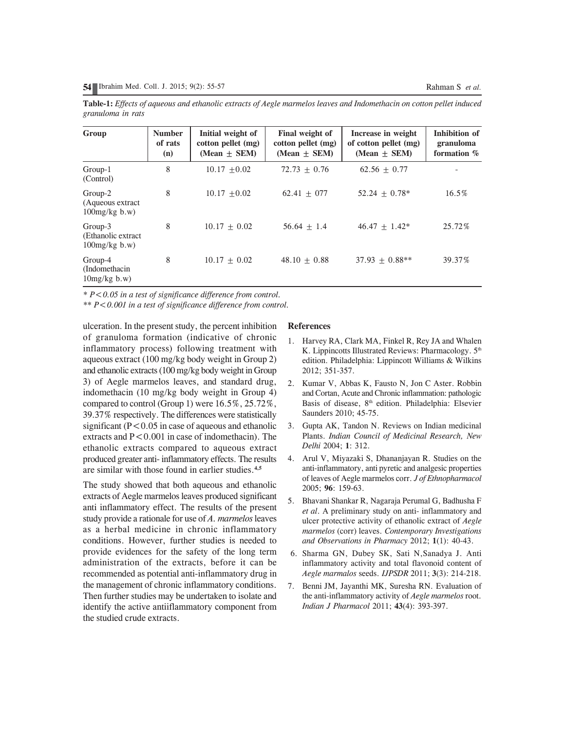**Table-1:** *Effects of aqueous and ethanolic extracts of Aegle marmelos leaves and Indomethacin on cotton pellet induced granuloma in rats*

| Group | Number of rats (n) | Initial weight of cotton pellet (mg) (Mean ± SEM) | Final weight of cotton pellet (mg) (Mean ± SEM) | Increase in weight of cotton pellet (mg) (Mean ± SEM) | Inhibition of granuloma formation % |
|---|---|---|---|---|---|
| Group-1 (Control) | 8 | 10.17 ±0.02 | 72.73 ± 0.76 | 62.56 ± 0.77 | - |
| Group-2 (Aqueous extract 100mg/kg b.w) | 8 | 10.17 ±0.02 | 62.41 ± 077 | 52.24 ± 0.78* | 16.5% |
| Group-3 (Ethanolic extract 100mg/kg b.w) | 8 | 10.17 ± 0.02 | 56.64 ± 1.4 | 46.47 ± 1.42* | 25.72% |
| Group-4 (Indomethacin 10mg/kg b.w) | 8 | 10.17 ± 0.02 | 48.10 ± 0.88 | 37.93 ± 0.88** | 39.37% |

*\* $P<0.05$ in a test of significance difference from control.*

*\*\* $P<0.001$ in a test of significance difference from control.*

ulceration. In the present study, the percent inhibition of granuloma formation (indicative of chronic inflammatory process) following treatment with aqueous extract (100 mg/kg body weight in Group 2) and ethanolic extracts (100 mg/kg body weight in Group 3) of Aegle marmelos leaves, and standard drug, indomethacin (10 mg/kg body weight in Group 4) compared to control (Group 1) were 16.5%, 25.72%, 39.37% respectively. The differences were statistically significant ($P<0.05$ in case of aqueous and ethanolic extracts and $P<0.001$ in case of indomethacin). The ethanolic extracts compared to aqueous extract produced greater anti- inflammatory effects. The results are similar with those found in earlier studies.[4,5]

The study showed that both aqueous and ethanolic extracts of Aegle marmelos leaves produced significant anti inflammatory effect. The results of the present study provide a rationale for use of *A. marmelos* leaves as a herbal medicine in chronic inflammatory conditions. However, further studies is needed to provide evidences for the safety of the long term administration of the extracts, before it can be recommended as potential anti-inflammatory drug in the management of chronic inflammatory conditions. Then further studies may be undertaken to isolate and identify the active antiiflammatory component from the studied crude extracts.

## References

1. Harvey RA, Clark MA, Finkel R, Rey JA and Whalen K. Lippincotts Illustrated Reviews: Pharmacology. 5th edition. Philadelphia: Lippincott Williams & Wilkins 2012; 351-357.
2. Kumar V, Abbas K, Fausto N, Jon C Aster. Robbin and Cortan, Acute and Chronic inflammation: pathologic Basis of disease, 8th edition. Philadelphia: Elsevier Saunders 2010; 45-75.
3. Gupta AK, Tandon N. Reviews on Indian medicinal Plants. *Indian Council of Medicinal Research, New Delhi* 2004; **1**: 312.
4. Arul V, Miyazaki S, Dhananjayan R. Studies on the anti-inflammatory, anti pyretic and analgesic properties of leaves of Aegle marmelos corr. *J of Ethnopharmacol* 2005; **96**: 159-63.
5. Bhavani Shankar R, Nagaraja Perumal G, Badhusha F *et al*. A preliminary study on anti- inflammatory and ulcer protective activity of ethanolic extract of *Aegle marmelos* (corr) leaves. *Contemporary Investigations and Observations in Pharmacy* 2012; **1**(1): 40-43.
6. Sharma GN, Dubey SK, Sati N,Sanadya J. Anti inflammatory activity and total flavonoid content of *Aegle marmalos* seeds. *IJPSDR* 2011; **3**(3): 214-218.
7. Benni JM, Jayanthi MK, Suresha RN. Evaluation of the anti-inflammatory activity of *Aegle marmelos* root. *Indian J Pharmacol* 2011; **43**(4): 393-397.